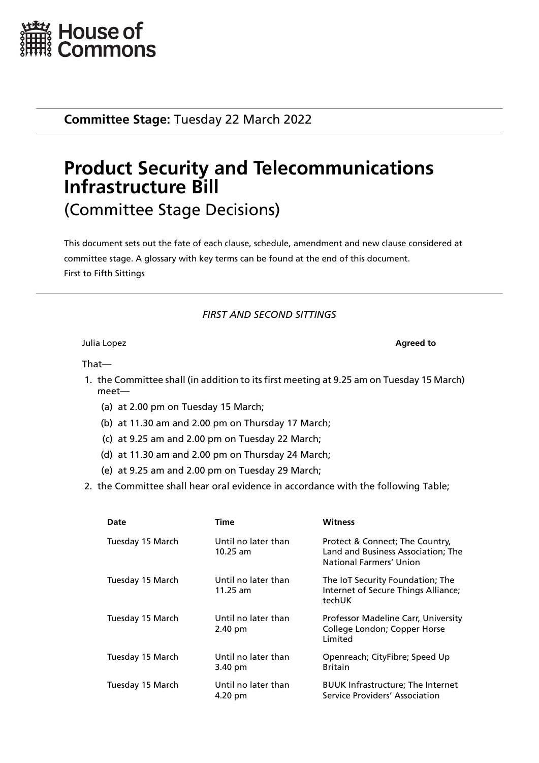House of Commons

**Committee Stage:** Tuesday 22 March 2022

# Product Security and Telecommunications Infrastructure Bill

## (Committee Stage Decisions)

This document sets out the fate of each clause, schedule, amendment and new clause considered at committee stage. A glossary with key terms can be found at the end of this document.
First to Fifth Sittings

*FIRST AND SECOND SITTINGS*

Julia Lopez **Agreed to**

That—

1. the Committee shall (in addition to its first meeting at 9.25 am on Tuesday 15 March) meet—
   (a) at 2.00 pm on Tuesday 15 March;
   (b) at 11.30 am and 2.00 pm on Thursday 17 March;
   (c) at 9.25 am and 2.00 pm on Tuesday 22 March;
   (d) at 11.30 am and 2.00 pm on Thursday 24 March;
   (e) at 9.25 am and 2.00 pm on Tuesday 29 March;
2. the Committee shall hear oral evidence in accordance with the following Table;

| Date | Time | Witness |
| --- | --- | --- |
| Tuesday 15 March | Until no later than 10.25 am | Protect & Connect; The Country, Land and Business Association; The National Farmers' Union |
| Tuesday 15 March | Until no later than 11.25 am | The IoT Security Foundation; The Internet of Secure Things Alliance; techUK |
| Tuesday 15 March | Until no later than 2.40 pm | Professor Madeline Carr, University College London; Copper Horse Limited |
| Tuesday 15 March | Until no later than 3.40 pm | Openreach; CityFibre; Speed Up Britain |
| Tuesday 15 March | Until no later than 4.20 pm | BUUK Infrastructure; The Internet Service Providers' Association |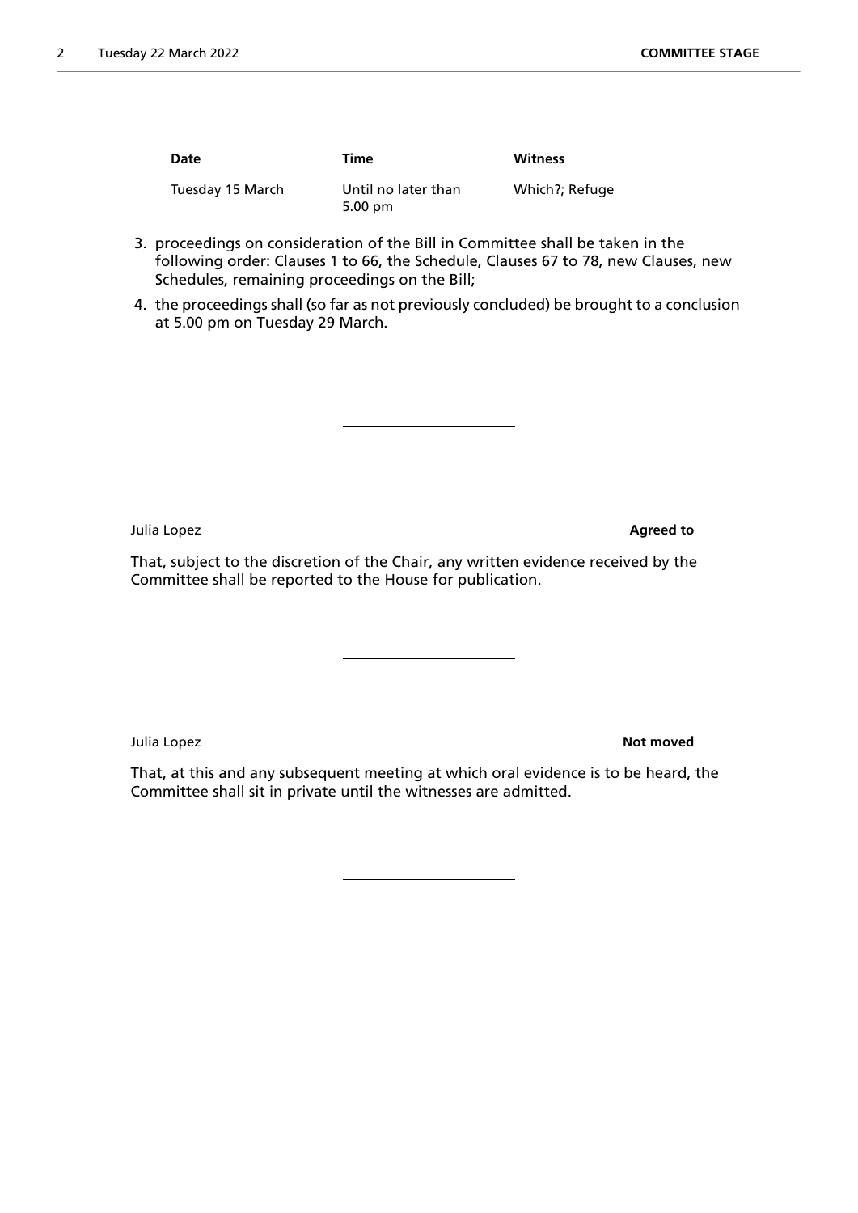| Date | Time | Witness |
| --- | --- | --- |
| Tuesday 15 March | Until no later than 5.00 pm | Which?; Refuge |

3. proceedings on consideration of the Bill in Committee shall be taken in the following order: Clauses 1 to 66, the Schedule, Clauses 67 to 78, new Clauses, new Schedules, remaining proceedings on the Bill;
4. the proceedings shall (so far as not previously concluded) be brought to a conclusion at 5.00 pm on Tuesday 29 March.

---

Julia Lopez **Agreed to**

That, subject to the discretion of the Chair, any written evidence received by the Committee shall be reported to the House for publication.

---

Julia Lopez **Not moved**

That, at this and any subsequent meeting at which oral evidence is to be heard, the Committee shall sit in private until the witnesses are admitted.

---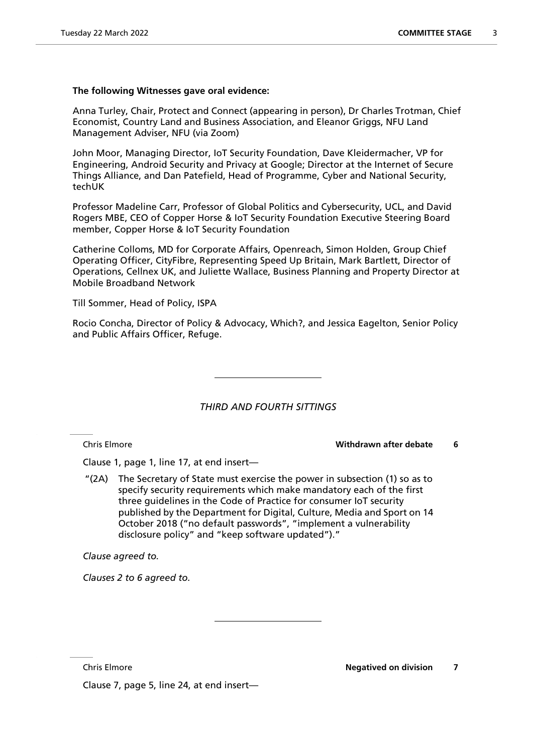**The following Witnesses gave oral evidence:**

Anna Turley, Chair, Protect and Connect (appearing in person), Dr Charles Trotman, Chief Economist, Country Land and Business Association, and Eleanor Griggs, NFU Land Management Adviser, NFU (via Zoom)

John Moor, Managing Director, IoT Security Foundation, Dave Kleidermacher, VP for Engineering, Android Security and Privacy at Google; Director at the Internet of Secure Things Alliance, and Dan Patefield, Head of Programme, Cyber and National Security, techUK

Professor Madeline Carr, Professor of Global Politics and Cybersecurity, UCL, and David Rogers MBE, CEO of Copper Horse & IoT Security Foundation Executive Steering Board member, Copper Horse & IoT Security Foundation

Catherine Colloms, MD for Corporate Affairs, Openreach, Simon Holden, Group Chief Operating Officer, CityFibre, Representing Speed Up Britain, Mark Bartlett, Director of Operations, Cellnex UK, and Juliette Wallace, Business Planning and Property Director at Mobile Broadband Network

Till Sommer, Head of Policy, ISPA

Rocio Concha, Director of Policy & Advocacy, Which?, and Jessica Eagelton, Senior Policy and Public Affairs Officer, Refuge.

---

*THIRD AND FOURTH SITTINGS*

Chris Elmore **Withdrawn after debate** **6**

Clause 1, page 1, line 17, at end insert—

"(2A) The Secretary of State must exercise the power in subsection (1) so as to specify security requirements which make mandatory each of the first three guidelines in the Code of Practice for consumer IoT security published by the Department for Digital, Culture, Media and Sport on 14 October 2018 ("no default passwords", "implement a vulnerability disclosure policy" and "keep software updated")."

*Clause agreed to.*

*Clauses 2 to 6 agreed to.*

---

Chris Elmore **Negatived on division** **7**

Clause 7, page 5, line 24, at end insert—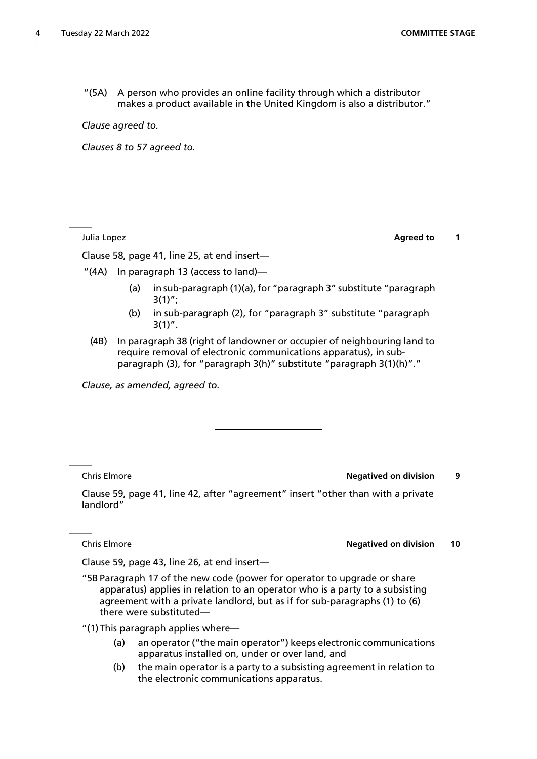"(5A) A person who provides an online facility through which a distributor makes a product available in the United Kingdom is also a distributor."

*Clause agreed to.*

*Clauses 8 to 57 agreed to.*

---

Julia Lopez **Agreed to** **1**

Clause 58, page 41, line 25, at end insert—

"(4A) In paragraph 13 (access to land)—

(a) in sub-paragraph (1)(a), for "paragraph 3" substitute "paragraph 3(1)";

(b) in sub-paragraph (2), for "paragraph 3" substitute "paragraph 3(1)".

(4B) In paragraph 38 (right of landowner or occupier of neighbouring land to require removal of electronic communications apparatus), in sub-paragraph (3), for "paragraph 3(h)" substitute "paragraph 3(1)(h)"."

*Clause, as amended, agreed to.*

---

Chris Elmore **Negatived on division** **9**

Clause 59, page 41, line 42, after "agreement" insert "other than with a private landlord"

Chris Elmore **Negatived on division** **10**

Clause 59, page 43, line 26, at end insert—

"5B Paragraph 17 of the new code (power for operator to upgrade or share apparatus) applies in relation to an operator who is a party to a subsisting agreement with a private landlord, but as if for sub-paragraphs (1) to (6) there were substituted—

"(1) This paragraph applies where—

(a) an operator ("the main operator") keeps electronic communications apparatus installed on, under or over land, and

(b) the main operator is a party to a subsisting agreement in relation to the electronic communications apparatus.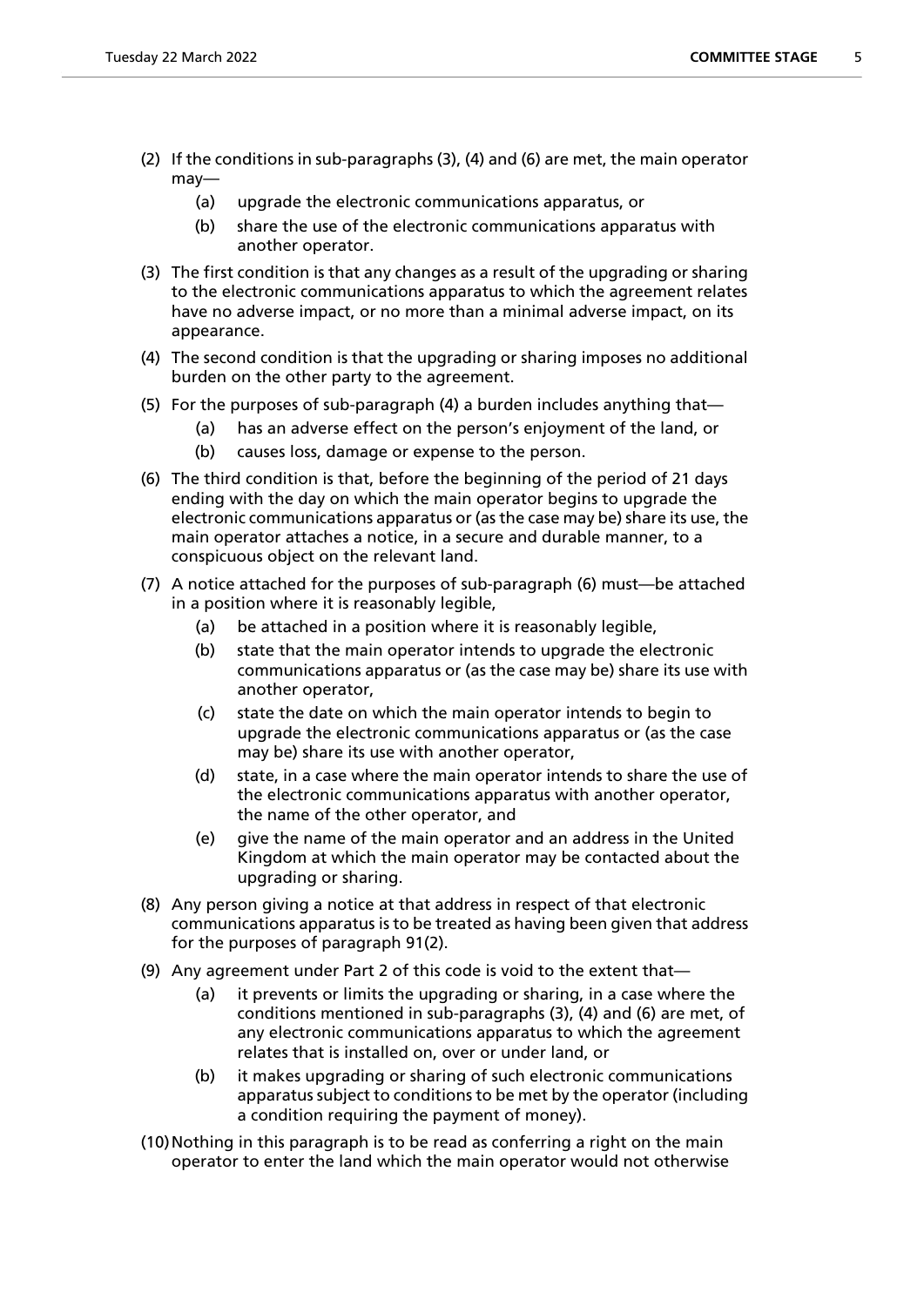(2) If the conditions in sub-paragraphs (3), (4) and (6) are met, the main operator may—

    (a) upgrade the electronic communications apparatus, or

    (b) share the use of the electronic communications apparatus with another operator.

(3) The first condition is that any changes as a result of the upgrading or sharing to the electronic communications apparatus to which the agreement relates have no adverse impact, or no more than a minimal adverse impact, on its appearance.

(4) The second condition is that the upgrading or sharing imposes no additional burden on the other party to the agreement.

(5) For the purposes of sub-paragraph (4) a burden includes anything that—

    (a) has an adverse effect on the person's enjoyment of the land, or

    (b) causes loss, damage or expense to the person.

(6) The third condition is that, before the beginning of the period of 21 days ending with the day on which the main operator begins to upgrade the electronic communications apparatus or (as the case may be) share its use, the main operator attaches a notice, in a secure and durable manner, to a conspicuous object on the relevant land.

(7) A notice attached for the purposes of sub-paragraph (6) must—be attached in a position where it is reasonably legible,

    (a) be attached in a position where it is reasonably legible,

    (b) state that the main operator intends to upgrade the electronic communications apparatus or (as the case may be) share its use with another operator,

    (c) state the date on which the main operator intends to begin to upgrade the electronic communications apparatus or (as the case may be) share its use with another operator,

    (d) state, in a case where the main operator intends to share the use of the electronic communications apparatus with another operator, the name of the other operator, and

    (e) give the name of the main operator and an address in the United Kingdom at which the main operator may be contacted about the upgrading or sharing.

(8) Any person giving a notice at that address in respect of that electronic communications apparatus is to be treated as having been given that address for the purposes of paragraph 91(2).

(9) Any agreement under Part 2 of this code is void to the extent that—

    (a) it prevents or limits the upgrading or sharing, in a case where the conditions mentioned in sub-paragraphs (3), (4) and (6) are met, of any electronic communications apparatus to which the agreement relates that is installed on, over or under land, or

    (b) it makes upgrading or sharing of such electronic communications apparatus subject to conditions to be met by the operator (including a condition requiring the payment of money).

(10) Nothing in this paragraph is to be read as conferring a right on the main operator to enter the land which the main operator would not otherwise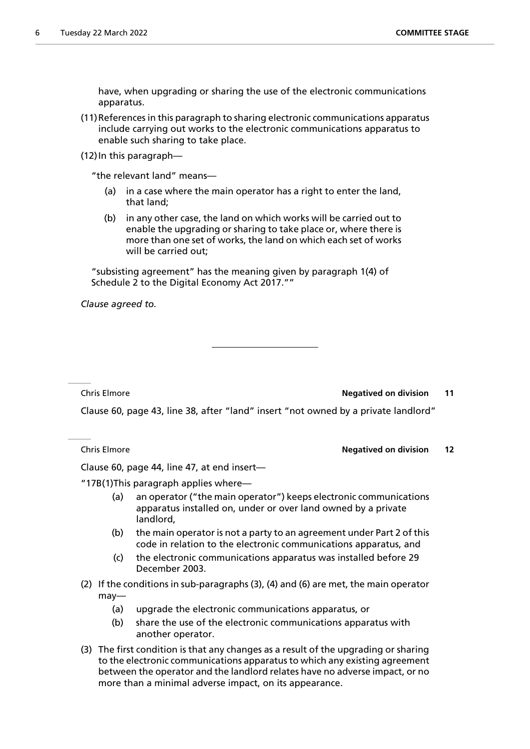have, when upgrading or sharing the use of the electronic communications apparatus.

(11) References in this paragraph to sharing electronic communications apparatus include carrying out works to the electronic communications apparatus to enable such sharing to take place.

(12) In this paragraph—

"the relevant land" means—

(a) in a case where the main operator has a right to enter the land, that land;

(b) in any other case, the land on which works will be carried out to enable the upgrading or sharing to take place or, where there is more than one set of works, the land on which each set of works will be carried out;

"subsisting agreement" has the meaning given by paragraph 1(4) of Schedule 2 to the Digital Economy Act 2017.""

*Clause agreed to.*

---

Chris Elmore **Negatived on division** **11**

Clause 60, page 43, line 38, after "land" insert "not owned by a private landlord"

Chris Elmore **Negatived on division** **12**

Clause 60, page 44, line 47, at end insert—

"17B(1)This paragraph applies where—

(a) an operator ("the main operator") keeps electronic communications apparatus installed on, under or over land owned by a private landlord,

(b) the main operator is not a party to an agreement under Part 2 of this code in relation to the electronic communications apparatus, and

(c) the electronic communications apparatus was installed before 29 December 2003.

(2) If the conditions in sub-paragraphs (3), (4) and (6) are met, the main operator may—

(a) upgrade the electronic communications apparatus, or

(b) share the use of the electronic communications apparatus with another operator.

(3) The first condition is that any changes as a result of the upgrading or sharing to the electronic communications apparatus to which any existing agreement between the operator and the landlord relates have no adverse impact, or no more than a minimal adverse impact, on its appearance.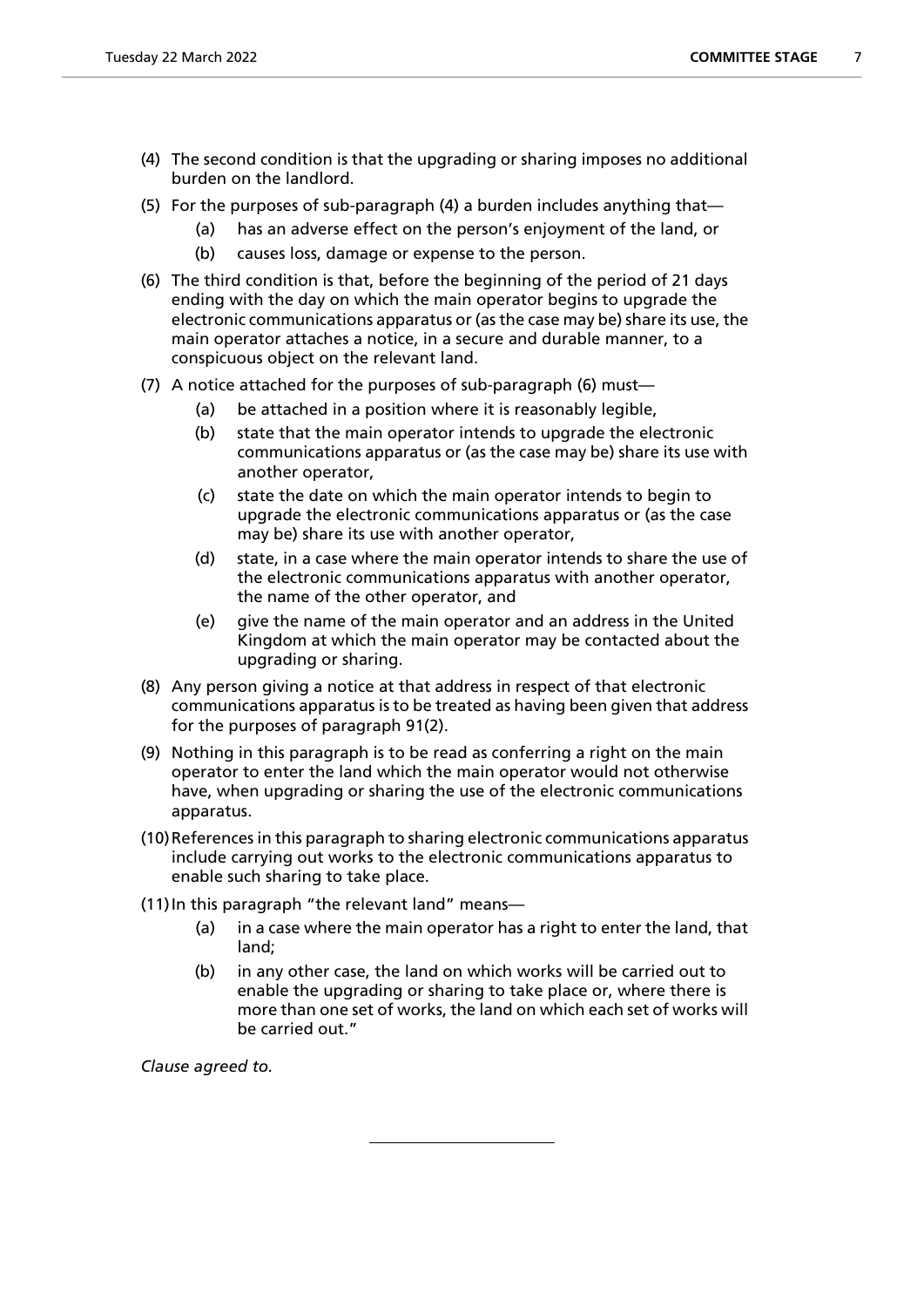(4) The second condition is that the upgrading or sharing imposes no additional burden on the landlord.

(5) For the purposes of sub-paragraph (4) a burden includes anything that—

  (a) has an adverse effect on the person's enjoyment of the land, or

  (b) causes loss, damage or expense to the person.

(6) The third condition is that, before the beginning of the period of 21 days ending with the day on which the main operator begins to upgrade the electronic communications apparatus or (as the case may be) share its use, the main operator attaches a notice, in a secure and durable manner, to a conspicuous object on the relevant land.

(7) A notice attached for the purposes of sub-paragraph (6) must—

  (a) be attached in a position where it is reasonably legible,

  (b) state that the main operator intends to upgrade the electronic communications apparatus or (as the case may be) share its use with another operator,

  (c) state the date on which the main operator intends to begin to upgrade the electronic communications apparatus or (as the case may be) share its use with another operator,

  (d) state, in a case where the main operator intends to share the use of the electronic communications apparatus with another operator, the name of the other operator, and

  (e) give the name of the main operator and an address in the United Kingdom at which the main operator may be contacted about the upgrading or sharing.

(8) Any person giving a notice at that address in respect of that electronic communications apparatus is to be treated as having been given that address for the purposes of paragraph 91(2).

(9) Nothing in this paragraph is to be read as conferring a right on the main operator to enter the land which the main operator would not otherwise have, when upgrading or sharing the use of the electronic communications apparatus.

(10) References in this paragraph to sharing electronic communications apparatus include carrying out works to the electronic communications apparatus to enable such sharing to take place.

(11) In this paragraph "the relevant land" means—

  (a) in a case where the main operator has a right to enter the land, that land;

  (b) in any other case, the land on which works will be carried out to enable the upgrading or sharing to take place or, where there is more than one set of works, the land on which each set of works will be carried out."

*Clause agreed to.*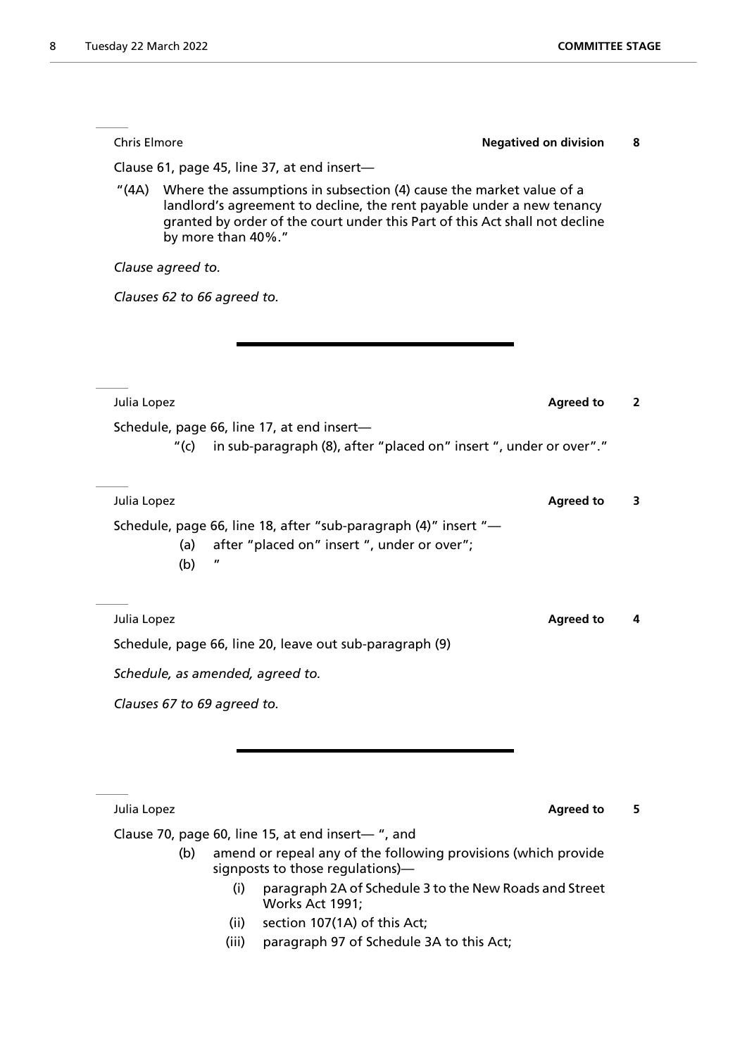Chris Elmore **Negatived on division** **8**

Clause 61, page 45, line 37, at end insert—

"(4A) Where the assumptions in subsection (4) cause the market value of a landlord's agreement to decline, the rent payable under a new tenancy granted by order of the court under this Part of this Act shall not decline by more than 40%."

*Clause agreed to.*

*Clauses 62 to 66 agreed to.*

---

Julia Lopez **Agreed to** **2**

Schedule, page 66, line 17, at end insert—

"(c) in sub-paragraph (8), after "placed on" insert ", under or over"."

Julia Lopez **Agreed to** **3**

Schedule, page 66, line 18, after "sub-paragraph (4)" insert "—

(a) after "placed on" insert ", under or over";

(b) "

Julia Lopez **Agreed to** **4**

Schedule, page 66, line 20, leave out sub-paragraph (9)

*Schedule, as amended, agreed to.*

*Clauses 67 to 69 agreed to.*

---

Julia Lopez **Agreed to** **5**

Clause 70, page 60, line 15, at end insert— ", and

(b) amend or repeal any of the following provisions (which provide signposts to those regulations)—

(i) paragraph 2A of Schedule 3 to the New Roads and Street Works Act 1991;

(ii) section 107(1A) of this Act;

(iii) paragraph 97 of Schedule 3A to this Act;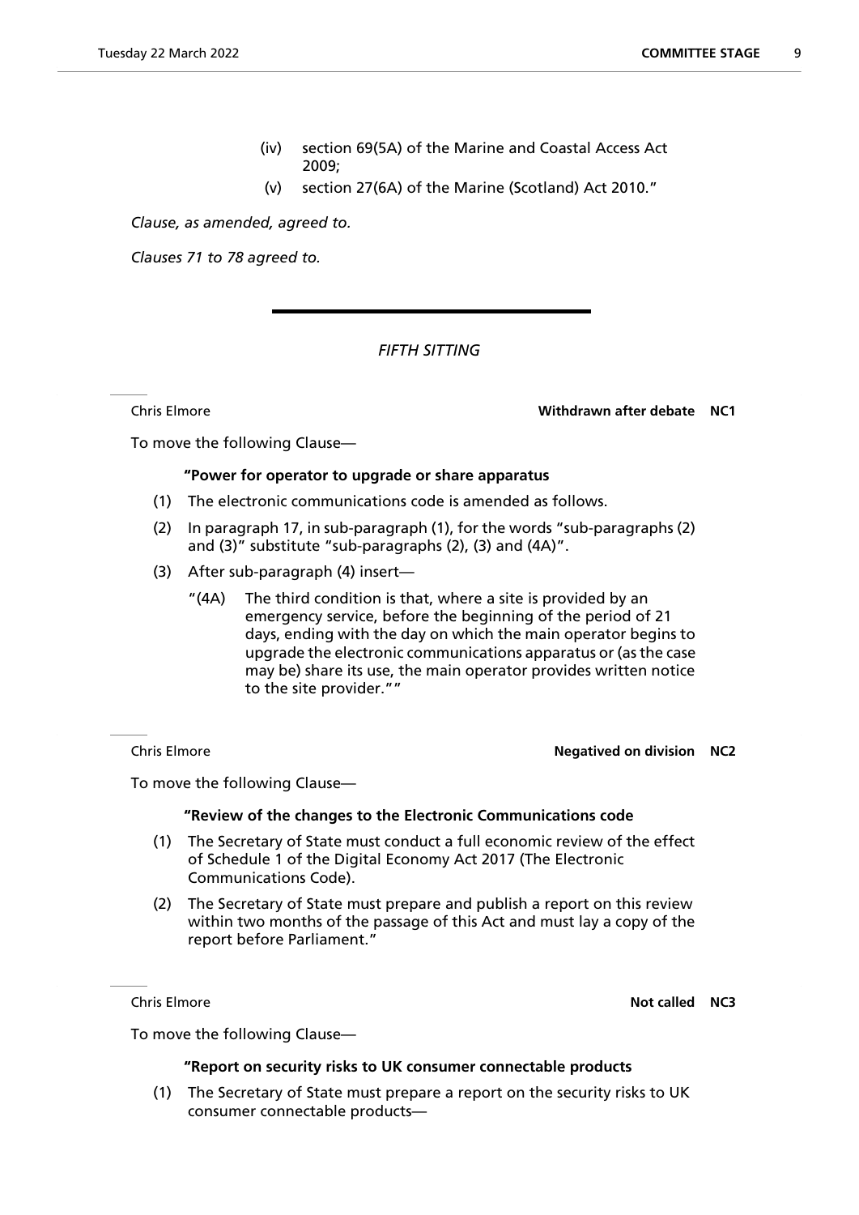(iv) section 69(5A) of the Marine and Coastal Access Act 2009;

(v) section 27(6A) of the Marine (Scotland) Act 2010."

*Clause, as amended, agreed to.*

*Clauses 71 to 78 agreed to.*

---

*FIFTH SITTING*

Chris Elmore **Withdrawn after debate NC1**

To move the following Clause—

**"Power for operator to upgrade or share apparatus**

(1) The electronic communications code is amended as follows.

(2) In paragraph 17, in sub-paragraph (1), for the words "sub-paragraphs (2) and (3)" substitute "sub-paragraphs (2), (3) and (4A)".

(3) After sub-paragraph (4) insert—

"(4A) The third condition is that, where a site is provided by an emergency service, before the beginning of the period of 21 days, ending with the day on which the main operator begins to upgrade the electronic communications apparatus or (as the case may be) share its use, the main operator provides written notice to the site provider.""

Chris Elmore **Negatived on division NC2**

To move the following Clause—

**"Review of the changes to the Electronic Communications code**

(1) The Secretary of State must conduct a full economic review of the effect of Schedule 1 of the Digital Economy Act 2017 (The Electronic Communications Code).

(2) The Secretary of State must prepare and publish a report on this review within two months of the passage of this Act and must lay a copy of the report before Parliament."

Chris Elmore **Not called NC3**

To move the following Clause—

**"Report on security risks to UK consumer connectable products**

(1) The Secretary of State must prepare a report on the security risks to UK consumer connectable products—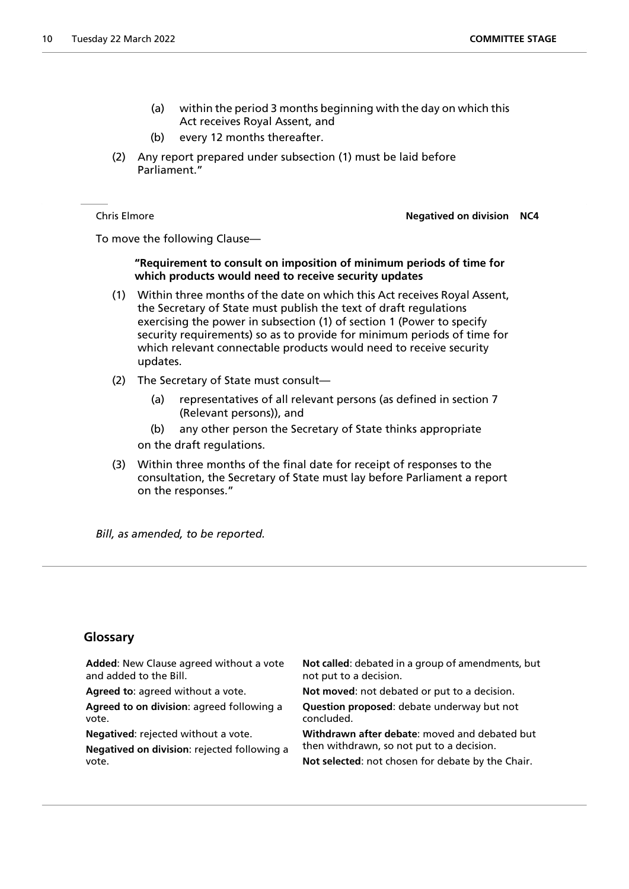(a) within the period 3 months beginning with the day on which this Act receives Royal Assent, and

(b) every 12 months thereafter.

(2) Any report prepared under subsection (1) must be laid before Parliament."

---

Chris Elmore **Negatived on division NC4**

To move the following Clause—

**"Requirement to consult on imposition of minimum periods of time for which products would need to receive security updates**

(1) Within three months of the date on which this Act receives Royal Assent, the Secretary of State must publish the text of draft regulations exercising the power in subsection (1) of section 1 (Power to specify security requirements) so as to provide for minimum periods of time for which relevant connectable products would need to receive security updates.

(2) The Secretary of State must consult—

(a) representatives of all relevant persons (as defined in section 7 (Relevant persons)), and

(b) any other person the Secretary of State thinks appropriate

on the draft regulations.

(3) Within three months of the final date for receipt of responses to the consultation, the Secretary of State must lay before Parliament a report on the responses."

*Bill, as amended, to be reported.*

---

## Glossary

**Added**: New Clause agreed without a vote and added to the Bill.

**Agreed to**: agreed without a vote.

**Agreed to on division**: agreed following a vote.

**Negatived**: rejected without a vote.

**Negatived on division**: rejected following a vote.

**Not called**: debated in a group of amendments, but not put to a decision.

**Not moved**: not debated or put to a decision.

**Question proposed**: debate underway but not concluded.

**Withdrawn after debate**: moved and debated but then withdrawn, so not put to a decision.

**Not selected**: not chosen for debate by the Chair.